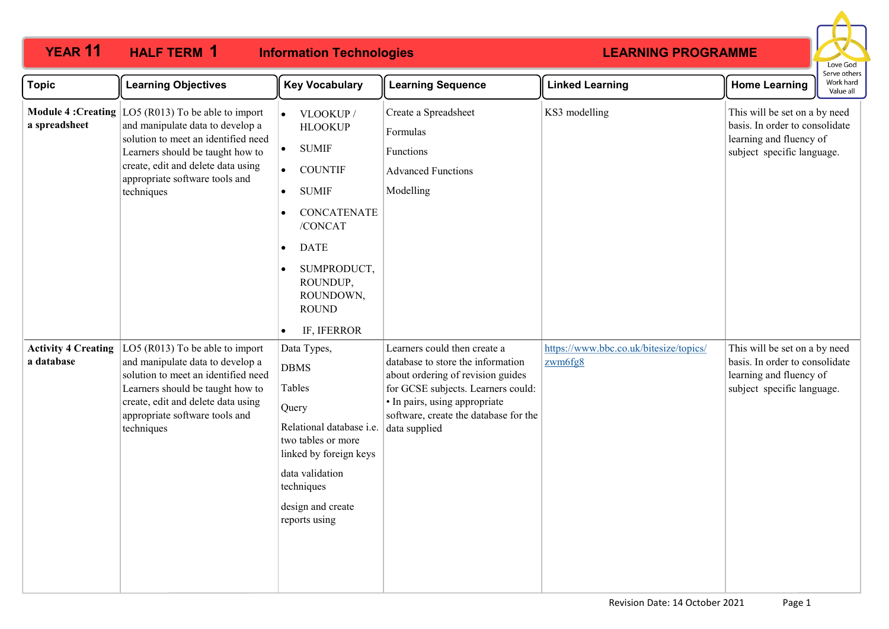# YEAR 11 HALF TERM 1 Information Technologies LEARNING PROGRAMME

Love God
Serve others
Work hard
Value all

| Topic | Learning Objectives | Key Vocabulary | Learning Sequence | Linked Learning | Home Learning |
|---|---|---|---|---|---|
| **Module 4 :Creating a spreadsheet** | LO5 (R013) To be able to import and manipulate data to develop a solution to meet an identified need Learners should be taught how to create, edit and delete data using appropriate software tools and techniques | • VLOOKUP / HLOOKUP<br>• SUMIF<br>• COUNTIF<br>• SUMIF<br>• CONCATENATE /CONCAT<br>• DATE<br>• SUMPRODUCT, ROUNDUP, ROUNDOWN, ROUND<br>• IF, IFERROR | Create a Spreadsheet<br>Formulas<br>Functions<br>Advanced Functions<br>Modelling | KS3 modelling | This will be set on a by need basis. In order to consolidate learning and fluency of subject specific language. |
| **Activity 4 Creating a database** | LO5 (R013) To be able to import and manipulate data to develop a solution to meet an identified need Learners should be taught how to create, edit and delete data using appropriate software tools and techniques | Data Types,<br>DBMS<br>Tables<br>Query<br>Relational database i.e. two tables or more linked by foreign keys<br>data validation techniques<br>design and create reports using | Learners could then create a database to store the information about ordering of revision guides for GCSE subjects. Learners could:<br>• In pairs, using appropriate software, create the database for the data supplied | https://www.bbc.co.uk/bitesize/topics/zwm6fg8 | This will be set on a by need basis. In order to consolidate learning and fluency of subject specific language. |

Revision Date: 14 October 2021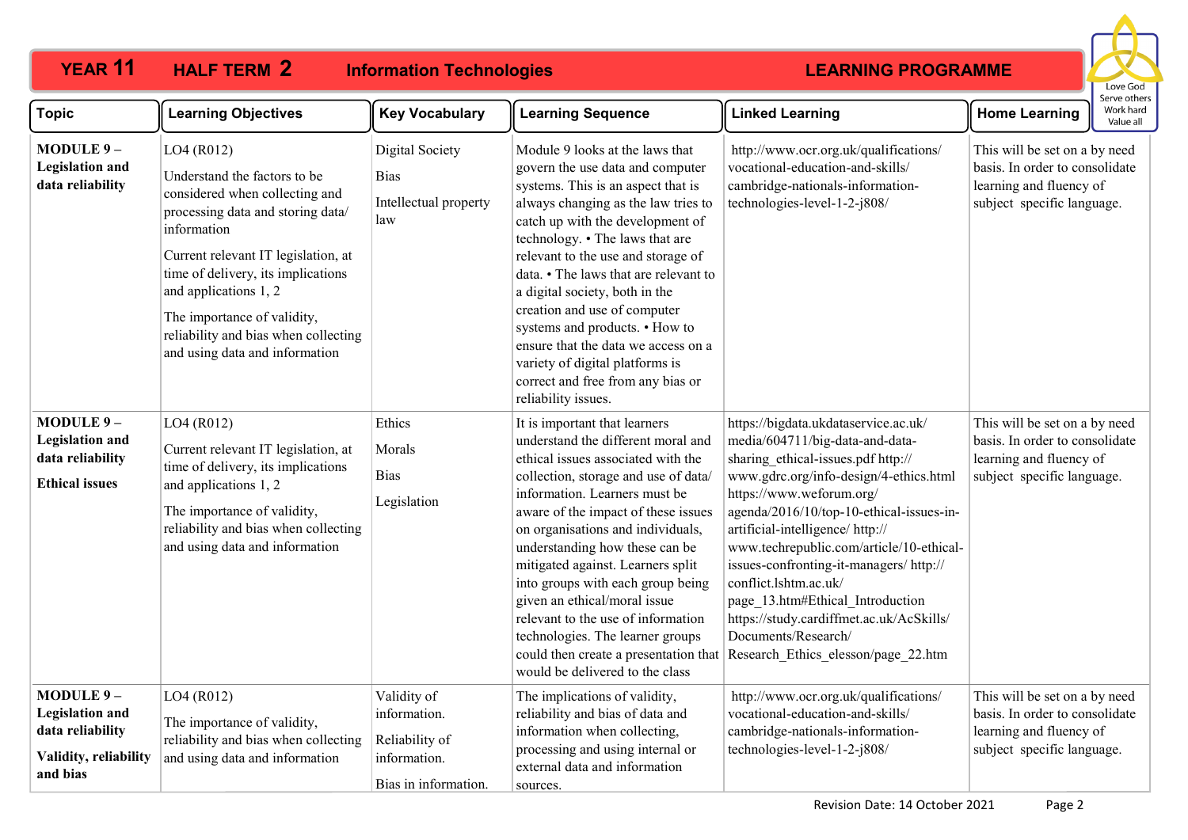**YEAR 11 HALF TERM 2 Information Technologies LEARNING PROGRAMME**

Love God / Serve others / Work hard / Value all

| Topic | Learning Objectives | Key Vocabulary | Learning Sequence | Linked Learning | Home Learning |
|---|---|---|---|---|---|
| **MODULE 9 – Legislation and data reliability** | LO4 (R012)<br><br>Understand the factors to be considered when collecting and processing data and storing data/ information<br><br>Current relevant IT legislation, at time of delivery, its implications and applications 1, 2<br><br>The importance of validity, reliability and bias when collecting and using data and information | Digital Society<br><br>Bias<br><br>Intellectual property law | Module 9 looks at the laws that govern the use data and computer systems. This is an aspect that is always changing as the law tries to catch up with the development of technology. • The laws that are relevant to the use and storage of data. • The laws that are relevant to a digital society, both in the creation and use of computer systems and products. • How to ensure that the data we access on a variety of digital platforms is correct and free from any bias or reliability issues. | http://www.ocr.org.uk/qualifications/vocational-education-and-skills/cambridge-nationals-information-technologies-level-1-2-j808/ | This will be set on a by need basis. In order to consolidate learning and fluency of subject specific language. |
| **MODULE 9 – Legislation and data reliability**<br><br>**Ethical issues** | LO4 (R012)<br><br>Current relevant IT legislation, at time of delivery, its implications and applications 1, 2<br><br>The importance of validity, reliability and bias when collecting and using data and information | Ethics<br><br>Morals<br><br>Bias<br><br>Legislation | It is important that learners understand the different moral and ethical issues associated with the collection, storage and use of data/ information. Learners must be aware of the impact of these issues on organisations and individuals, understanding how these can be mitigated against. Learners split into groups with each group being given an ethical/moral issue relevant to the use of information technologies. The learner groups could then create a presentation that would be delivered to the class | https://bigdata.ukdataservice.ac.uk/media/604711/big-data-and-data-sharing_ethical-issues.pdf http://www.gdrc.org/info-design/4-ethics.html https://www.weforum.org/agenda/2016/10/top-10-ethical-issues-in-artificial-intelligence/ http://www.techrepublic.com/article/10-ethical-issues-confronting-it-managers/ http://conflict.lshtm.ac.uk/page_13.htm#Ethical_Introduction https://study.cardiffmet.ac.uk/AcSkills/Documents/Research/Research_Ethics_elesson/page_22.htm | This will be set on a by need basis. In order to consolidate learning and fluency of subject specific language. |
| **MODULE 9 – Legislation and data reliability**<br><br>**Validity, reliability and bias** | LO4 (R012)<br><br>The importance of validity, reliability and bias when collecting and using data and information | Validity of information.<br><br>Reliability of information.<br><br>Bias in information. | The implications of validity, reliability and bias of data and information when collecting, processing and using internal or external data and information sources. | http://www.ocr.org.uk/qualifications/vocational-education-and-skills/cambridge-nationals-information-technologies-level-1-2-j808/ | This will be set on a by need basis. In order to consolidate learning and fluency of subject specific language. |

Revision Date: 14 October 2021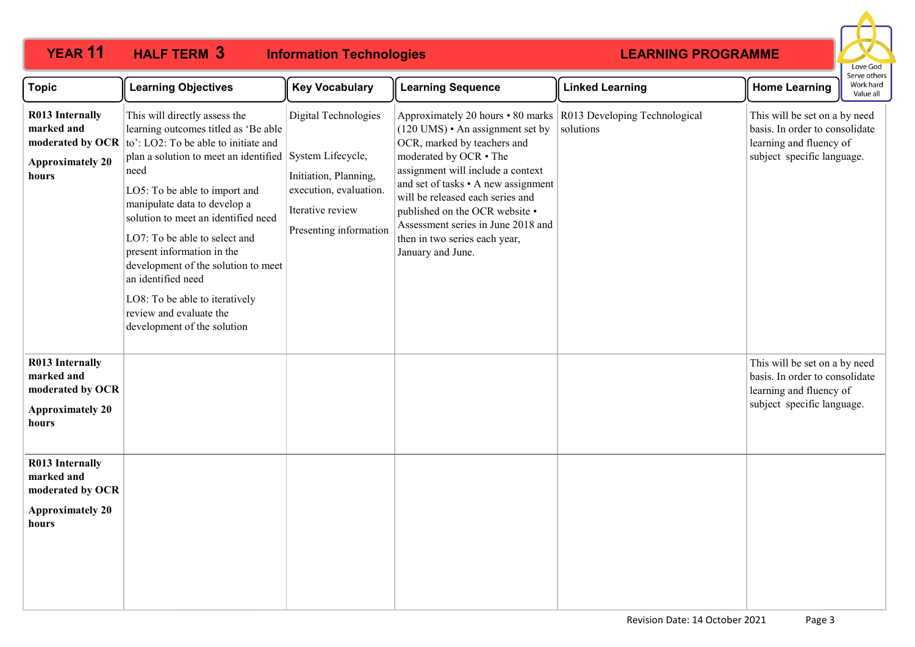# YEAR 11 HALF TERM 3 Information Technologies LEARNING PROGRAMME

Love God
Serve others
Work hard
Value all

| Topic | Learning Objectives | Key Vocabulary | Learning Sequence | Linked Learning | Home Learning |
|---|---|---|---|---|---|
| **R013 Internally marked and moderated by OCR** **Approximately 20 hours** | This will directly assess the learning outcomes titled as 'Be able to': LO2: To be able to initiate and plan a solution to meet an identified need LO5: To be able to import and manipulate data to develop a solution to meet an identified need LO7: To be able to select and present information in the development of the solution to meet an identified need LO8: To be able to iteratively review and evaluate the development of the solution | Digital Technologies System Lifecycle, Initiation, Planning, execution, evaluation. Iterative review Presenting information | Approximately 20 hours • 80 marks (120 UMS) • An assignment set by OCR, marked by teachers and moderated by OCR • The assignment will include a context and set of tasks • A new assignment will be released each series and published on the OCR website • Assessment series in June 2018 and then in two series each year, January and June. | R013 Developing Technological solutions | This will be set on a by need basis. In order to consolidate learning and fluency of subject specific language. |
| **R013 Internally marked and moderated by OCR** **Approximately 20 hours** | | | | | This will be set on a by need basis. In order to consolidate learning and fluency of subject specific language. |
| **R013 Internally marked and moderated by OCR** **Approximately 20 hours** | | | | | |

Revision Date: 14 October 2021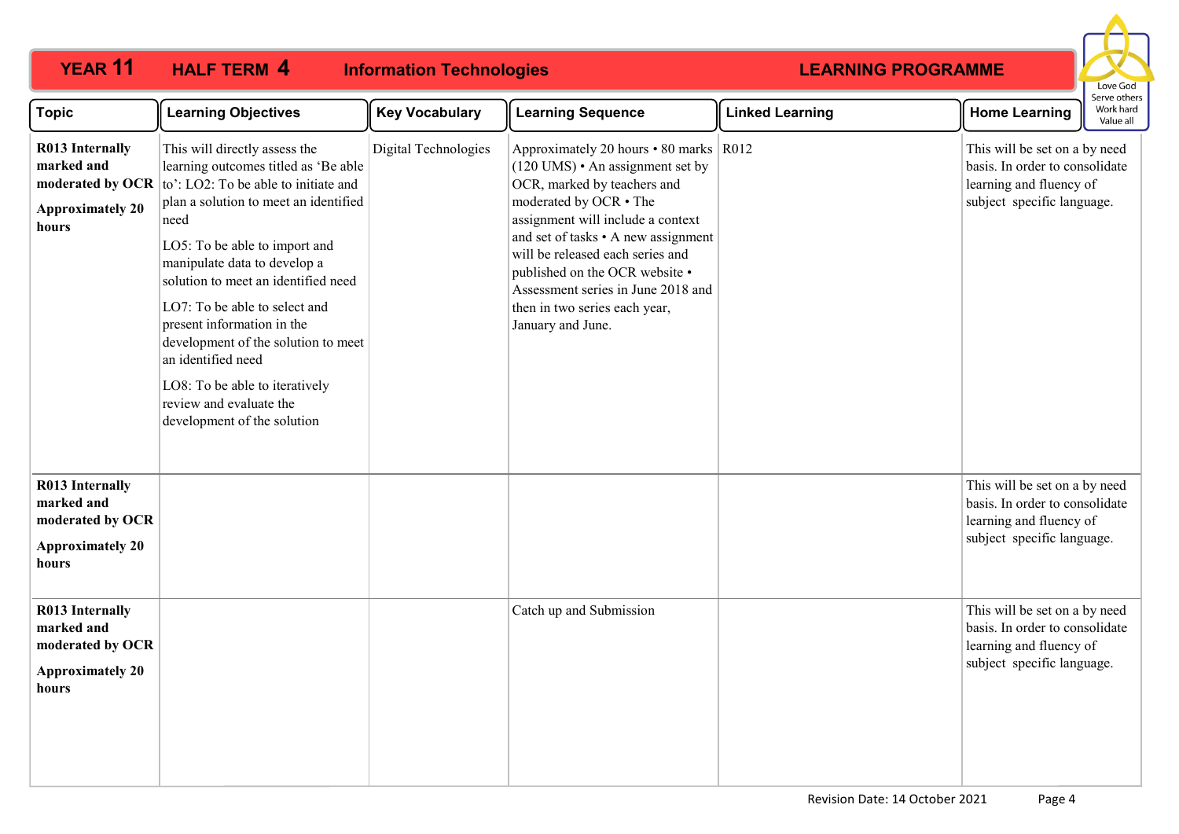**YEAR 11 HALF TERM 4 Information Technologies LEARNING PROGRAMME**

| Topic | Learning Objectives | Key Vocabulary | Learning Sequence | Linked Learning | Home Learning |
|---|---|---|---|---|---|
| **R013 Internally marked and moderated by OCR** **Approximately 20 hours** | This will directly assess the learning outcomes titled as 'Be able to': LO2: To be able to initiate and plan a solution to meet an identified need<br><br>LO5: To be able to import and manipulate data to develop a solution to meet an identified need<br><br>LO7: To be able to select and present information in the development of the solution to meet an identified need<br><br>LO8: To be able to iteratively review and evaluate the development of the solution | Digital Technologies | Approximately 20 hours • 80 marks (120 UMS) • An assignment set by OCR, marked by teachers and moderated by OCR • The assignment will include a context and set of tasks • A new assignment will be released each series and published on the OCR website • Assessment series in June 2018 and then in two series each year, January and June. | R012 | This will be set on a by need basis. In order to consolidate learning and fluency of subject specific language. |
| **R013 Internally marked and moderated by OCR** **Approximately 20 hours** | | | | | This will be set on a by need basis. In order to consolidate learning and fluency of subject specific language. |
| **R013 Internally marked and moderated by OCR** **Approximately 20 hours** | | | Catch up and Submission | | This will be set on a by need basis. In order to consolidate learning and fluency of subject specific language. |

Revision Date: 14 October 2021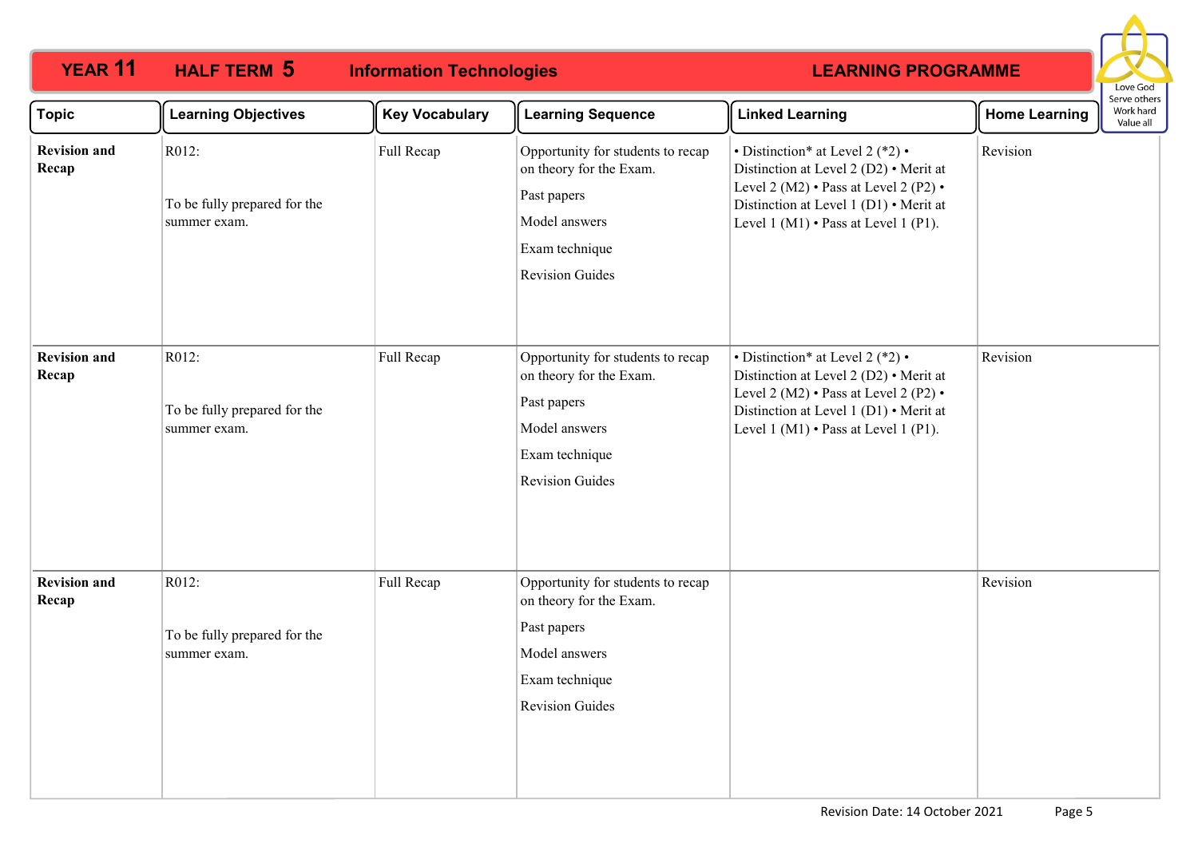# YEAR 11 HALF TERM 5 Information Technologies LEARNING PROGRAMME

Love God
Serve others
Work hard
Value all

| Topic | Learning Objectives | Key Vocabulary | Learning Sequence | Linked Learning | Home Learning |
|---|---|---|---|---|---|
| **Revision and Recap** | R012:<br><br>To be fully prepared for the summer exam. | Full Recap | Opportunity for students to recap on theory for the Exam.<br>Past papers<br>Model answers<br>Exam technique<br>Revision Guides | • Distinction* at Level 2 (*2) • Distinction at Level 2 (D2) • Merit at Level 2 (M2) • Pass at Level 2 (P2) • Distinction at Level 1 (D1) • Merit at Level 1 (M1) • Pass at Level 1 (P1). | Revision |
| **Revision and Recap** | R012:<br><br>To be fully prepared for the summer exam. | Full Recap | Opportunity for students to recap on theory for the Exam.<br>Past papers<br>Model answers<br>Exam technique<br>Revision Guides | • Distinction* at Level 2 (*2) • Distinction at Level 2 (D2) • Merit at Level 2 (M2) • Pass at Level 2 (P2) • Distinction at Level 1 (D1) • Merit at Level 1 (M1) • Pass at Level 1 (P1). | Revision |
| **Revision and Recap** | R012:<br><br>To be fully prepared for the summer exam. | Full Recap | Opportunity for students to recap on theory for the Exam.<br>Past papers<br>Model answers<br>Exam technique<br>Revision Guides | | Revision |

Revision Date: 14 October 2021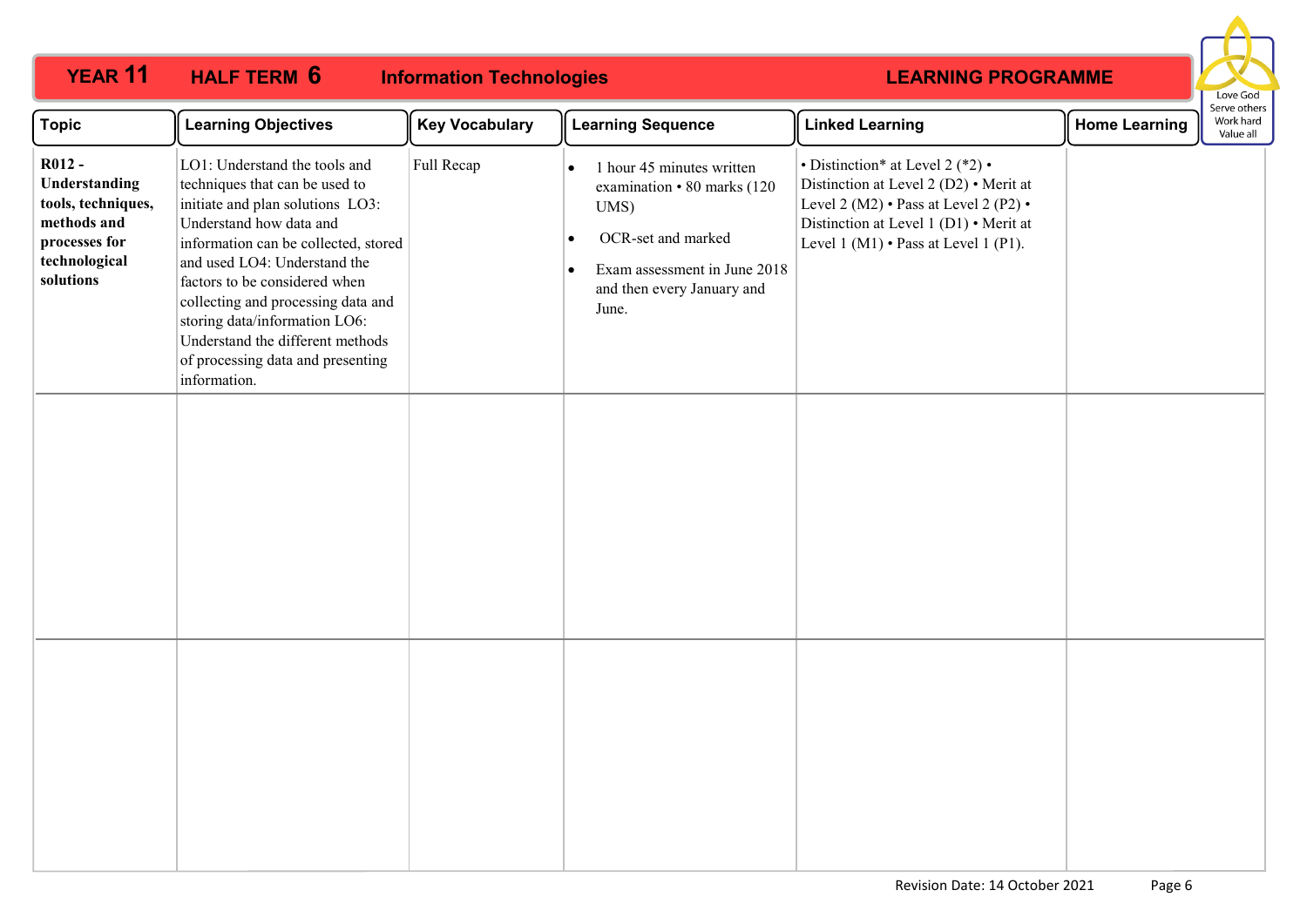**YEAR 11 HALF TERM 6 Information Technologies LEARNING PROGRAMME**

Love God
Serve others
Work hard
Value all

| Topic | Learning Objectives | Key Vocabulary | Learning Sequence | Linked Learning | Home Learning |
|---|---|---|---|---|---|
| **R012 - Understanding tools, techniques, methods and processes for technological solutions** | LO1: Understand the tools and techniques that can be used to initiate and plan solutions LO3: Understand how data and information can be collected, stored and used LO4: Understand the factors to be considered when collecting and processing data and storing data/information LO6: Understand the different methods of processing data and presenting information. | Full Recap | • 1 hour 45 minutes written examination • 80 marks (120 UMS)<br>• OCR-set and marked<br>• Exam assessment in June 2018 and then every January and June. | • Distinction* at Level 2 (*2) • Distinction at Level 2 (D2) • Merit at Level 2 (M2) • Pass at Level 2 (P2) • Distinction at Level 1 (D1) • Merit at Level 1 (M1) • Pass at Level 1 (P1). | |
| | | | | | |
| | | | | | |

Revision Date: 14 October 2021